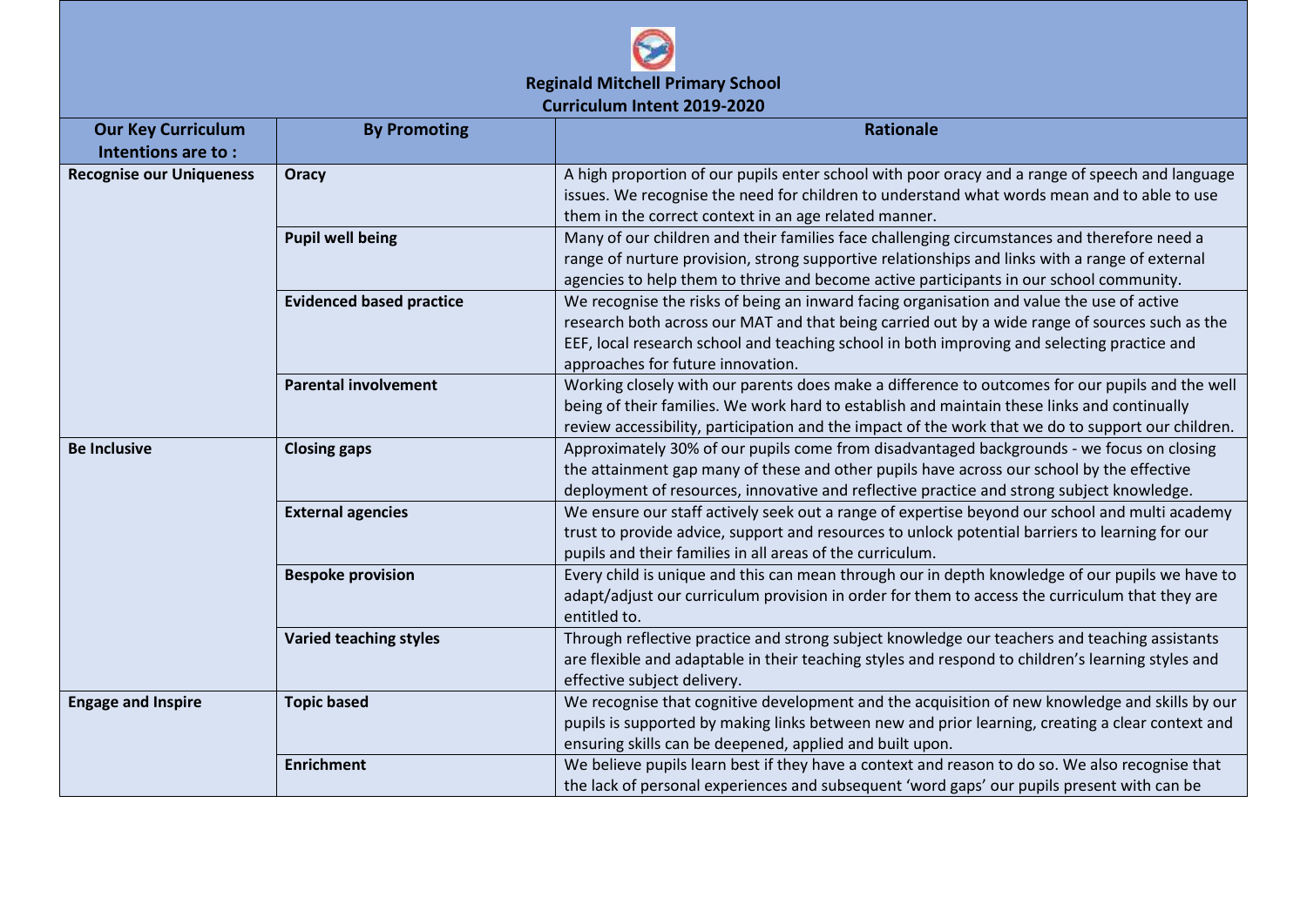**Reginald Mitchell Primary School**
**Curriculum Intent 2019-2020**

| Our Key Curriculum Intentions are to : | By Promoting | Rationale |
|---|---|---|
| **Recognise our Uniqueness** | **Oracy** | A high proportion of our pupils enter school with poor oracy and a range of speech and language issues. We recognise the need for children to understand what words mean and to able to use them in the correct context in an age related manner. |
| | **Pupil well being** | Many of our children and their families face challenging circumstances and therefore need a range of nurture provision, strong supportive relationships and links with a range of external agencies to help them to thrive and become active participants in our school community. |
| | **Evidenced based practice** | We recognise the risks of being an inward facing organisation and value the use of active research both across our MAT and that being carried out by a wide range of sources such as the EEF, local research school and teaching school in both improving and selecting practice and approaches for future innovation. |
| | **Parental involvement** | Working closely with our parents does make a difference to outcomes for our pupils and the well being of their families. We work hard to establish and maintain these links and continually review accessibility, participation and the impact of the work that we do to support our children. |
| **Be Inclusive** | **Closing gaps** | Approximately 30% of our pupils come from disadvantaged backgrounds - we focus on closing the attainment gap many of these and other pupils have across our school by the effective deployment of resources, innovative and reflective practice and strong subject knowledge. |
| | **External agencies** | We ensure our staff actively seek out a range of expertise beyond our school and multi academy trust to provide advice, support and resources to unlock potential barriers to learning for our pupils and their families in all areas of the curriculum. |
| | **Bespoke provision** | Every child is unique and this can mean through our in depth knowledge of our pupils we have to adapt/adjust our curriculum provision in order for them to access the curriculum that they are entitled to. |
| | **Varied teaching styles** | Through reflective practice and strong subject knowledge our teachers and teaching assistants are flexible and adaptable in their teaching styles and respond to children's learning styles and effective subject delivery. |
| **Engage and Inspire** | **Topic based** | We recognise that cognitive development and the acquisition of new knowledge and skills by our pupils is supported by making links between new and prior learning, creating a clear context and ensuring skills can be deepened, applied and built upon. |
| | **Enrichment** | We believe pupils learn best if they have a context and reason to do so. We also recognise that the lack of personal experiences and subsequent 'word gaps' our pupils present with can be |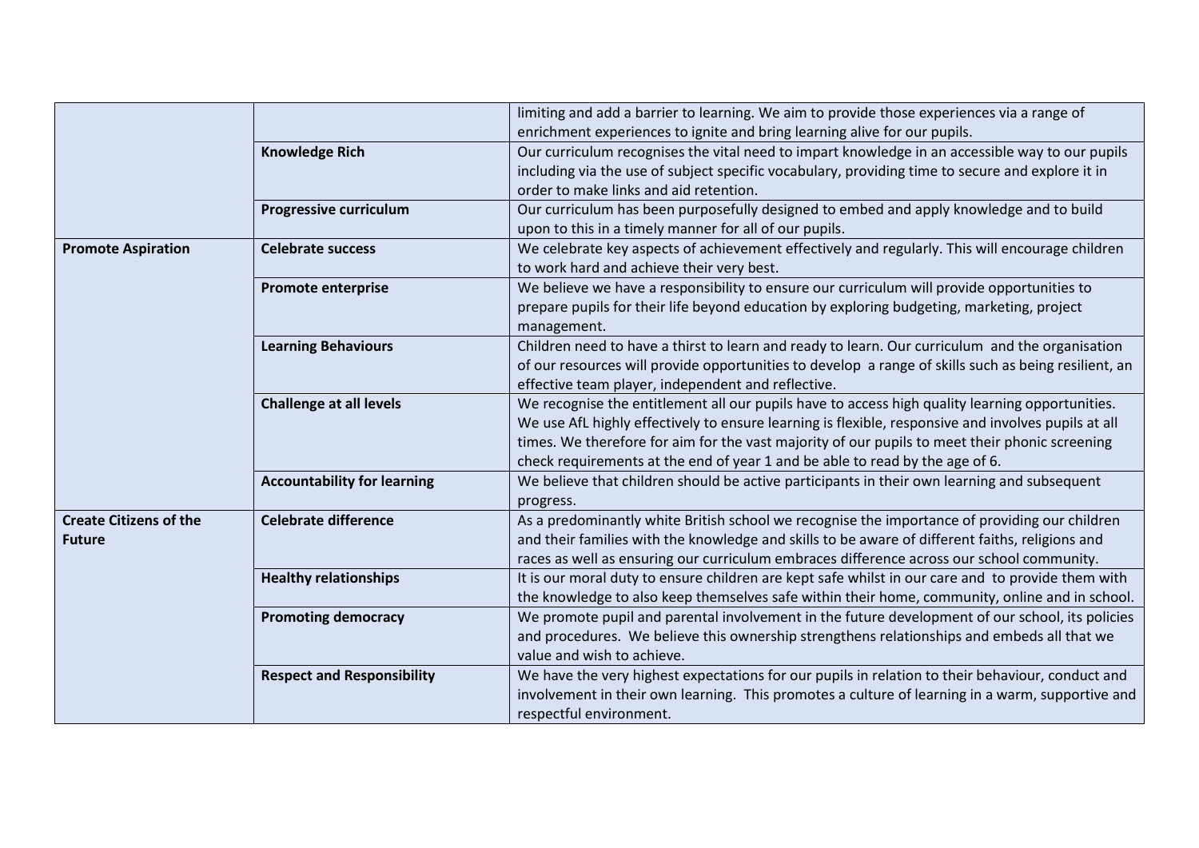| | | |
|---|---|---|
| | | limiting and add a barrier to learning. We aim to provide those experiences via a range of enrichment experiences to ignite and bring learning alive for our pupils. |
| | **Knowledge Rich** | Our curriculum recognises the vital need to impart knowledge in an accessible way to our pupils including via the use of subject specific vocabulary, providing time to secure and explore it in order to make links and aid retention. |
| | **Progressive curriculum** | Our curriculum has been purposefully designed to embed and apply knowledge and to build upon to this in a timely manner for all of our pupils. |
| **Promote Aspiration** | **Celebrate success** | We celebrate key aspects of achievement effectively and regularly. This will encourage children to work hard and achieve their very best. |
| | **Promote enterprise** | We believe we have a responsibility to ensure our curriculum will provide opportunities to prepare pupils for their life beyond education by exploring budgeting, marketing, project management. |
| | **Learning Behaviours** | Children need to have a thirst to learn and ready to learn. Our curriculum and the organisation of our resources will provide opportunities to develop a range of skills such as being resilient, an effective team player, independent and reflective. |
| | **Challenge at all levels** | We recognise the entitlement all our pupils have to access high quality learning opportunities. We use AfL highly effectively to ensure learning is flexible, responsive and involves pupils at all times. We therefore for aim for the vast majority of our pupils to meet their phonic screening check requirements at the end of year 1 and be able to read by the age of 6. |
| | **Accountability for learning** | We believe that children should be active participants in their own learning and subsequent progress. |
| **Create Citizens of the Future** | **Celebrate difference** | As a predominantly white British school we recognise the importance of providing our children and their families with the knowledge and skills to be aware of different faiths, religions and races as well as ensuring our curriculum embraces difference across our school community. |
| | **Healthy relationships** | It is our moral duty to ensure children are kept safe whilst in our care and to provide them with the knowledge to also keep themselves safe within their home, community, online and in school. |
| | **Promoting democracy** | We promote pupil and parental involvement in the future development of our school, its policies and procedures. We believe this ownership strengthens relationships and embeds all that we value and wish to achieve. |
| | **Respect and Responsibility** | We have the very highest expectations for our pupils in relation to their behaviour, conduct and involvement in their own learning. This promotes a culture of learning in a warm, supportive and respectful environment. |